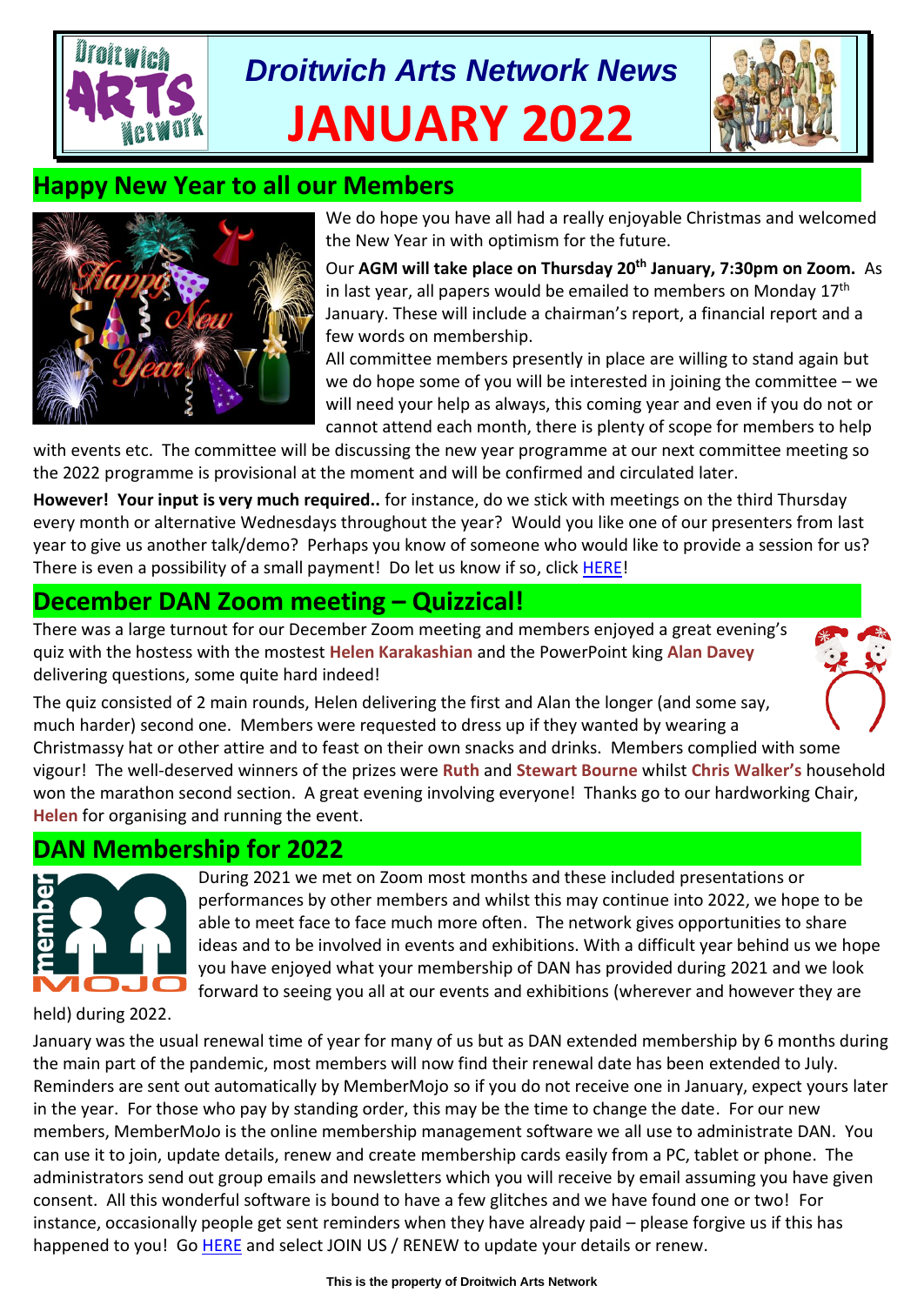# Droitwich Arts Network News

# JANUARY 2022

## Happy New Year to all our Members

We do hope you have all had a really enjoyable Christmas and welcomed the New Year in with optimism for the future.

Our **AGM will take place on Thursday 20th January, 7:30pm on Zoom.** As in last year, all papers would be emailed to members on Monday 17th January. These will include a chairman's report, a financial report and a few words on membership.

All committee members presently in place are willing to stand again but we do hope some of you will be interested in joining the committee – we will need your help as always, this coming year and even if you do not or cannot attend each month, there is plenty of scope for members to help with events etc. The committee will be discussing the new year programme at our next committee meeting so the 2022 programme is provisional at the moment and will be confirmed and circulated later.

**However! Your input is very much required..** for instance, do we stick with meetings on the third Thursday every month or alternative Wednesdays throughout the year? Would you like one of our presenters from last year to give us another talk/demo? Perhaps you know of someone who would like to provide a session for us? There is even a possibility of a small payment! Do let us know if so, click HERE!

## December DAN Zoom meeting – Quizzical!

There was a large turnout for our December Zoom meeting and members enjoyed a great evening's quiz with the hostess with the mostest **Helen Karakashian** and the PowerPoint king **Alan Davey** delivering questions, some quite hard indeed!

The quiz consisted of 2 main rounds, Helen delivering the first and Alan the longer (and some say, much harder) second one. Members were requested to dress up if they wanted by wearing a Christmassy hat or other attire and to feast on their own snacks and drinks. Members complied with some vigour! The well-deserved winners of the prizes were **Ruth** and **Stewart Bourne** whilst **Chris Walker's** household won the marathon second section. A great evening involving everyone! Thanks go to our hardworking Chair, **Helen** for organising and running the event.

## DAN Membership for 2022

During 2021 we met on Zoom most months and these included presentations or performances by other members and whilst this may continue into 2022, we hope to be able to meet face to face much more often. The network gives opportunities to share ideas and to be involved in events and exhibitions. With a difficult year behind us we hope you have enjoyed what your membership of DAN has provided during 2021 and we look forward to seeing you all at our events and exhibitions (wherever and however they are held) during 2022.

January was the usual renewal time of year for many of us but as DAN extended membership by 6 months during the main part of the pandemic, most members will now find their renewal date has been extended to July. Reminders are sent out automatically by MemberMojo so if you do not receive one in January, expect yours later in the year. For those who pay by standing order, this may be the time to change the date. For our new members, MemberMoJo is the online membership management software we all use to administrate DAN. You can use it to join, update details, renew and create membership cards easily from a PC, tablet or phone. The administrators send out group emails and newsletters which you will receive by email assuming you have given consent. All this wonderful software is bound to have a few glitches and we have found one or two! For instance, occasionally people get sent reminders when they have already paid – please forgive us if this has happened to you! Go HERE and select JOIN US / RENEW to update your details or renew.

This is the property of Droitwich Arts Network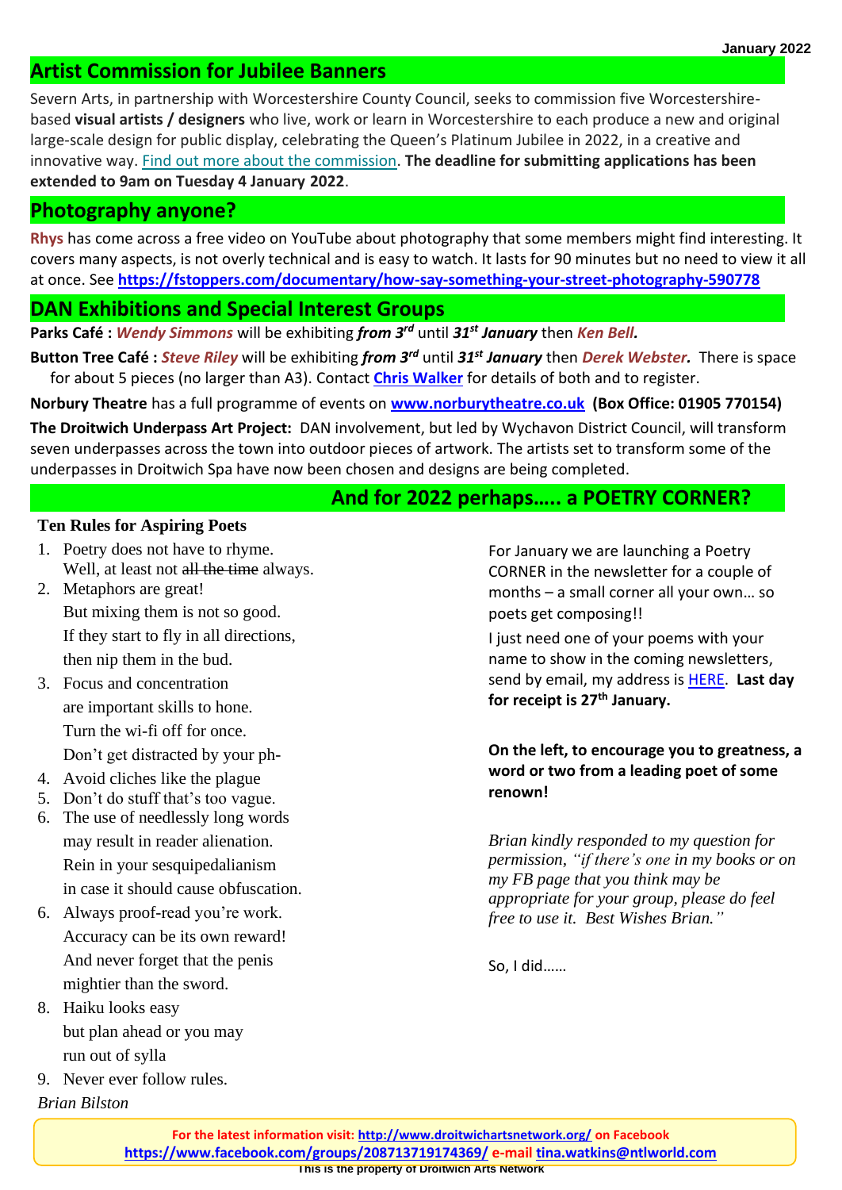January 2022

## Artist Commission for Jubilee Banners

Severn Arts, in partnership with Worcestershire County Council, seeks to commission five Worcestershire-based **visual artists / designers** who live, work or learn in Worcestershire to each produce a new and original large-scale design for public display, celebrating the Queen's Platinum Jubilee in 2022, in a creative and innovative way. Find out more about the commission. **The deadline for submitting applications has been extended to 9am on Tuesday 4 January 2022**.

## Photography anyone?

**Rhys** has come across a free video on YouTube about photography that some members might find interesting. It covers many aspects, is not overly technical and is easy to watch. It lasts for 90 minutes but no need to view it all at once. See **https://fstoppers.com/documentary/how-say-something-your-street-photography-590778**

## DAN Exhibitions and Special Interest Groups

**Parks Café :** ***Wendy Simmons*** will be exhibiting ***from 3rd*** until ***31st January*** then ***Ken Bell.***

**Button Tree Café :** ***Steve Riley*** will be exhibiting ***from 3rd*** until ***31st January*** then ***Derek Webster.*** There is space for about 5 pieces (no larger than A3). Contact **Chris Walker** for details of both and to register.

**Norbury Theatre** has a full programme of events on **www.norburytheatre.co.uk** **(Box Office: 01905 770154)**

**The Droitwich Underpass Art Project:** DAN involvement, but led by Wychavon District Council, will transform seven underpasses across the town into outdoor pieces of artwork. The artists set to transform some of the underpasses in Droitwich Spa have now been chosen and designs are being completed.

## And for 2022 perhaps….. a POETRY CORNER?

**Ten Rules for Aspiring Poets**

1. Poetry does not have to rhyme.
   Well, at least not ~~all the time~~ always.
2. Metaphors are great!
   But mixing them is not so good.
   If they start to fly in all directions,
   then nip them in the bud.
3. Focus and concentration
   are important skills to hone.
   Turn the wi-fi off for once.
   Don't get distracted by your ph-
4. Avoid cliches like the plague
5. Don't do stuff that's too vague.
6. The use of needlessly long words
   may result in reader alienation.
   Rein in your sesquipedalianism
   in case it should cause obfuscation.
6. Always proof-read you're work.
   Accuracy can be its own reward!
   And never forget that the penis
   mightier than the sword.
8. Haiku looks easy
   but plan ahead or you may
   run out of sylla
9. Never ever follow rules.

*Brian Bilston*

For January we are launching a Poetry CORNER in the newsletter for a couple of months – a small corner all your own… so poets get composing!!

I just need one of your poems with your name to show in the coming newsletters, send by email, my address is HERE. **Last day for receipt is 27th January.**

**On the left, to encourage you to greatness, a word or two from a leading poet of some renown!**

*Brian kindly responded to my question for permission, "if there's one in my books or on my FB page that you think may be appropriate for your group, please do feel free to use it. Best Wishes Brian."*

So, I did……

**For the latest information visit: http://www.droitwichartsnetwork.org/ on Facebook https://www.facebook.com/groups/208713719174369/ e-mail tina.watkins@ntlworld.com**

This is the property of Droitwich Arts Network